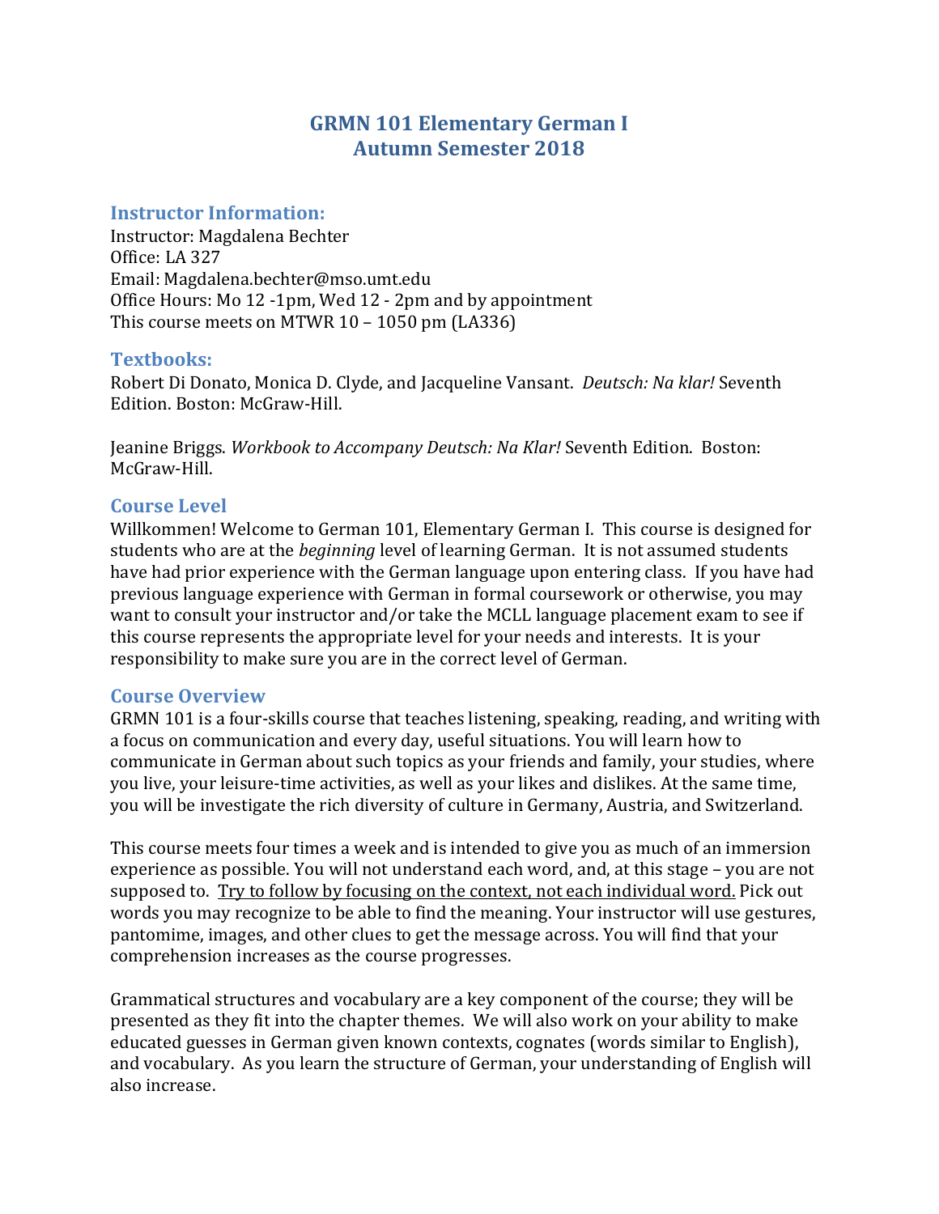# GRMN 101 Elementary German I
# Autumn Semester 2018

## Instructor Information:

Instructor: Magdalena Bechter
Office: LA 327
Email: Magdalena.bechter@mso.umt.edu
Office Hours: Mo 12 -1pm, Wed 12 - 2pm and by appointment
This course meets on MTWR 10 – 1050 pm (LA336)

## Textbooks:

Robert Di Donato, Monica D. Clyde, and Jacqueline Vansant. *Deutsch: Na klar!* Seventh Edition. Boston: McGraw-Hill.

Jeanine Briggs. *Workbook to Accompany Deutsch: Na Klar!* Seventh Edition. Boston: McGraw-Hill.

## Course Level

Willkommen! Welcome to German 101, Elementary German I. This course is designed for students who are at the *beginning* level of learning German. It is not assumed students have had prior experience with the German language upon entering class. If you have had previous language experience with German in formal coursework or otherwise, you may want to consult your instructor and/or take the MCLL language placement exam to see if this course represents the appropriate level for your needs and interests. It is your responsibility to make sure you are in the correct level of German.

## Course Overview

GRMN 101 is a four-skills course that teaches listening, speaking, reading, and writing with a focus on communication and every day, useful situations. You will learn how to communicate in German about such topics as your friends and family, your studies, where you live, your leisure-time activities, as well as your likes and dislikes. At the same time, you will be investigate the rich diversity of culture in Germany, Austria, and Switzerland.

This course meets four times a week and is intended to give you as much of an immersion experience as possible. You will not understand each word, and, at this stage – you are not supposed to. <u>Try to follow by focusing on the context, not each individual word.</u> Pick out words you may recognize to be able to find the meaning. Your instructor will use gestures, pantomime, images, and other clues to get the message across. You will find that your comprehension increases as the course progresses.

Grammatical structures and vocabulary are a key component of the course; they will be presented as they fit into the chapter themes. We will also work on your ability to make educated guesses in German given known contexts, cognates (words similar to English), and vocabulary. As you learn the structure of German, your understanding of English will also increase.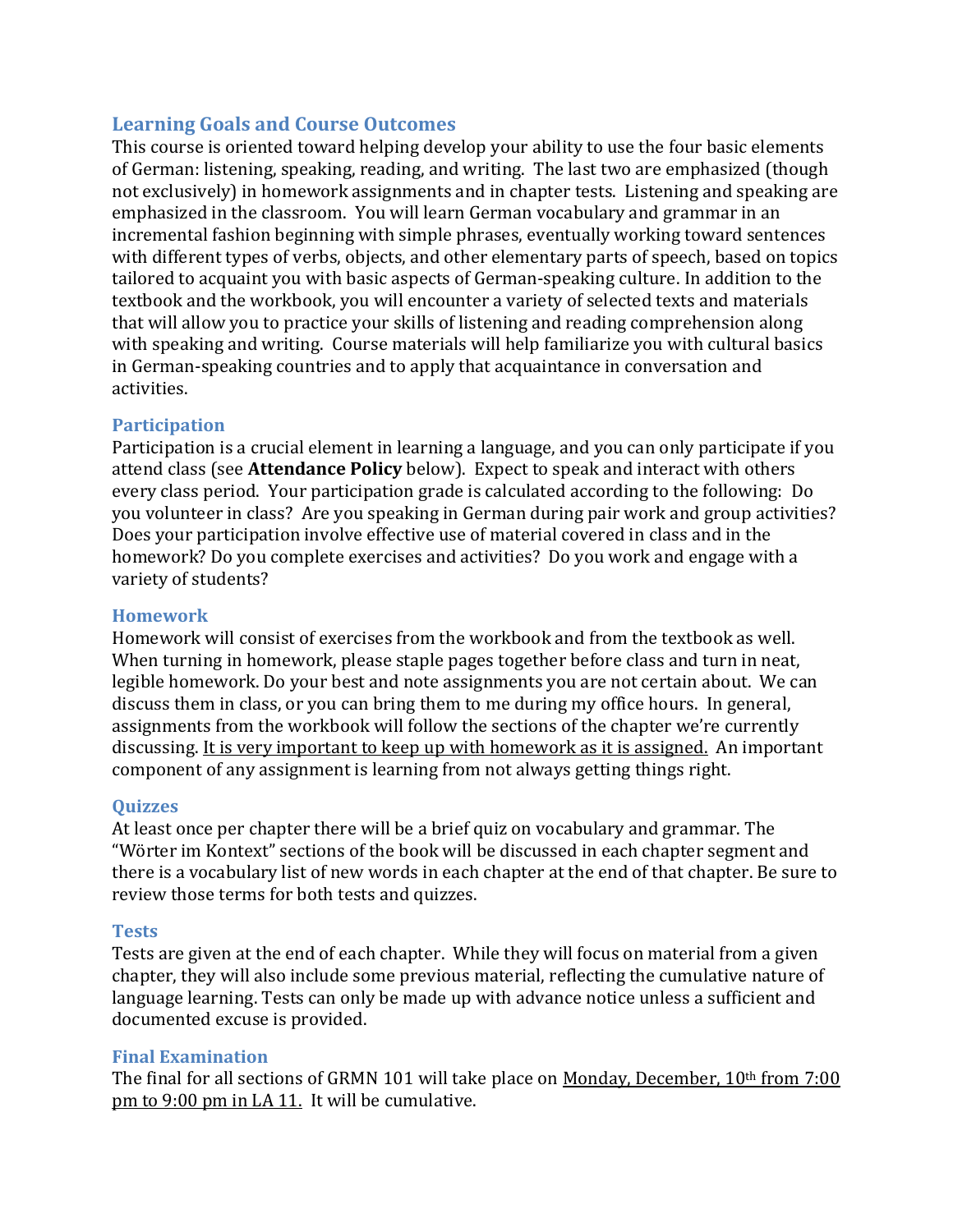## Learning Goals and Course Outcomes

This course is oriented toward helping develop your ability to use the four basic elements of German: listening, speaking, reading, and writing. The last two are emphasized (though not exclusively) in homework assignments and in chapter tests. Listening and speaking are emphasized in the classroom. You will learn German vocabulary and grammar in an incremental fashion beginning with simple phrases, eventually working toward sentences with different types of verbs, objects, and other elementary parts of speech, based on topics tailored to acquaint you with basic aspects of German-speaking culture. In addition to the textbook and the workbook, you will encounter a variety of selected texts and materials that will allow you to practice your skills of listening and reading comprehension along with speaking and writing. Course materials will help familiarize you with cultural basics in German-speaking countries and to apply that acquaintance in conversation and activities.

## Participation

Participation is a crucial element in learning a language, and you can only participate if you attend class (see **Attendance Policy** below). Expect to speak and interact with others every class period. Your participation grade is calculated according to the following: Do you volunteer in class? Are you speaking in German during pair work and group activities? Does your participation involve effective use of material covered in class and in the homework? Do you complete exercises and activities? Do you work and engage with a variety of students?

## Homework

Homework will consist of exercises from the workbook and from the textbook as well. When turning in homework, please staple pages together before class and turn in neat, legible homework. Do your best and note assignments you are not certain about. We can discuss them in class, or you can bring them to me during my office hours. In general, assignments from the workbook will follow the sections of the chapter we're currently discussing. <u>It is very important to keep up with homework as it is assigned.</u> An important component of any assignment is learning from not always getting things right.

## Quizzes

At least once per chapter there will be a brief quiz on vocabulary and grammar. The "Wörter im Kontext" sections of the book will be discussed in each chapter segment and there is a vocabulary list of new words in each chapter at the end of that chapter. Be sure to review those terms for both tests and quizzes.

## Tests

Tests are given at the end of each chapter. While they will focus on material from a given chapter, they will also include some previous material, reflecting the cumulative nature of language learning. Tests can only be made up with advance notice unless a sufficient and documented excuse is provided.

## Final Examination

The final for all sections of GRMN 101 will take place on <u>Monday, December, 10th from 7:00 pm to 9:00 pm in LA 11.</u> It will be cumulative.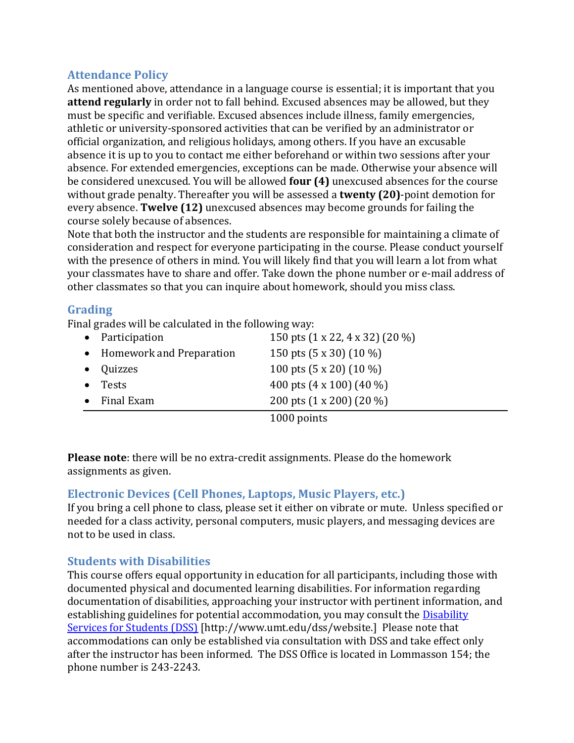## Attendance Policy

As mentioned above, attendance in a language course is essential; it is important that you **attend regularly** in order not to fall behind. Excused absences may be allowed, but they must be specific and verifiable. Excused absences include illness, family emergencies, athletic or university-sponsored activities that can be verified by an administrator or official organization, and religious holidays, among others. If you have an excusable absence it is up to you to contact me either beforehand or within two sessions after your absence. For extended emergencies, exceptions can be made. Otherwise your absence will be considered unexcused. You will be allowed **four (4)** unexcused absences for the course without grade penalty. Thereafter you will be assessed a **twenty (20)**-point demotion for every absence. **Twelve (12)** unexcused absences may become grounds for failing the course solely because of absences.

Note that both the instructor and the students are responsible for maintaining a climate of consideration and respect for everyone participating in the course. Please conduct yourself with the presence of others in mind. You will likely find that you will learn a lot from what your classmates have to share and offer. Take down the phone number or e-mail address of other classmates so that you can inquire about homework, should you miss class.

## Grading

Final grades will be calculated in the following way:

| Component | Points |
|---|---|
| Participation | 150 pts (1 x 22, 4 x 32) (20 %) |
| Homework and Preparation | 150 pts (5 x 30) (10 %) |
| Quizzes | 100 pts (5 x 20) (10 %) |
| Tests | 400 pts (4 x 100) (40 %) |
| Final Exam | 200 pts (1 x 200) (20 %) |
| | 1000 points |

**Please note**: there will be no extra-credit assignments. Please do the homework assignments as given.

## Electronic Devices (Cell Phones, Laptops, Music Players, etc.)

If you bring a cell phone to class, please set it either on vibrate or mute. Unless specified or needed for a class activity, personal computers, music players, and messaging devices are not to be used in class.

## Students with Disabilities

This course offers equal opportunity in education for all participants, including those with documented physical and documented learning disabilities. For information regarding documentation of disabilities, approaching your instructor with pertinent information, and establishing guidelines for potential accommodation, you may consult the Disability Services for Students (DSS) [http://www.umt.edu/dss/website.] Please note that accommodations can only be established via consultation with DSS and take effect only after the instructor has been informed. The DSS Office is located in Lommasson 154; the phone number is 243-2243.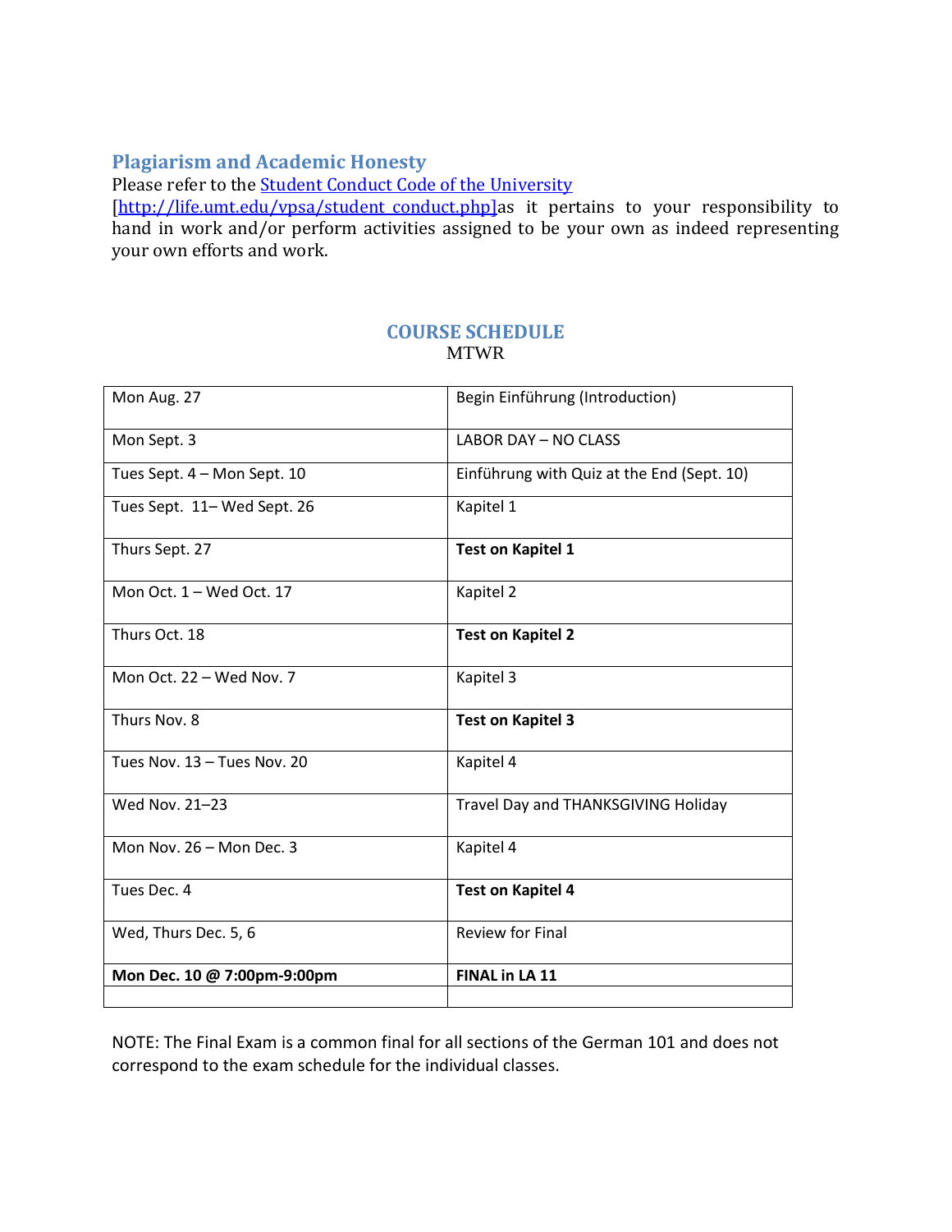## Plagiarism and Academic Honesty

Please refer to the [Student Conduct Code of the University](http://life.umt.edu/vpsa/student_conduct.php) [http://life.umt.edu/vpsa/student_conduct.php]as it pertains to your responsibility to hand in work and/or perform activities assigned to be your own as indeed representing your own efforts and work.

## COURSE SCHEDULE

MTWR

| | |
|---|---|
| Mon Aug. 27 | Begin Einführung (Introduction) |
| Mon Sept. 3 | LABOR DAY – NO CLASS |
| Tues Sept. 4 – Mon Sept. 10 | Einführung with Quiz at the End (Sept. 10) |
| Tues Sept. 11– Wed Sept. 26 | Kapitel 1 |
| Thurs Sept. 27 | **Test on Kapitel 1** |
| Mon Oct. 1 – Wed Oct. 17 | Kapitel 2 |
| Thurs Oct. 18 | **Test on Kapitel 2** |
| Mon Oct. 22 – Wed Nov. 7 | Kapitel 3 |
| Thurs Nov. 8 | **Test on Kapitel 3** |
| Tues Nov. 13 – Tues Nov. 20 | Kapitel 4 |
| Wed Nov. 21–23 | Travel Day and THANKSGIVING Holiday |
| Mon Nov. 26 – Mon Dec. 3 | Kapitel 4 |
| Tues Dec. 4 | **Test on Kapitel 4** |
| Wed, Thurs Dec. 5, 6 | Review for Final |
| **Mon Dec. 10 @ 7:00pm-9:00pm** | **FINAL in LA 11** |
| | |

NOTE: The Final Exam is a common final for all sections of the German 101 and does not correspond to the exam schedule for the individual classes.